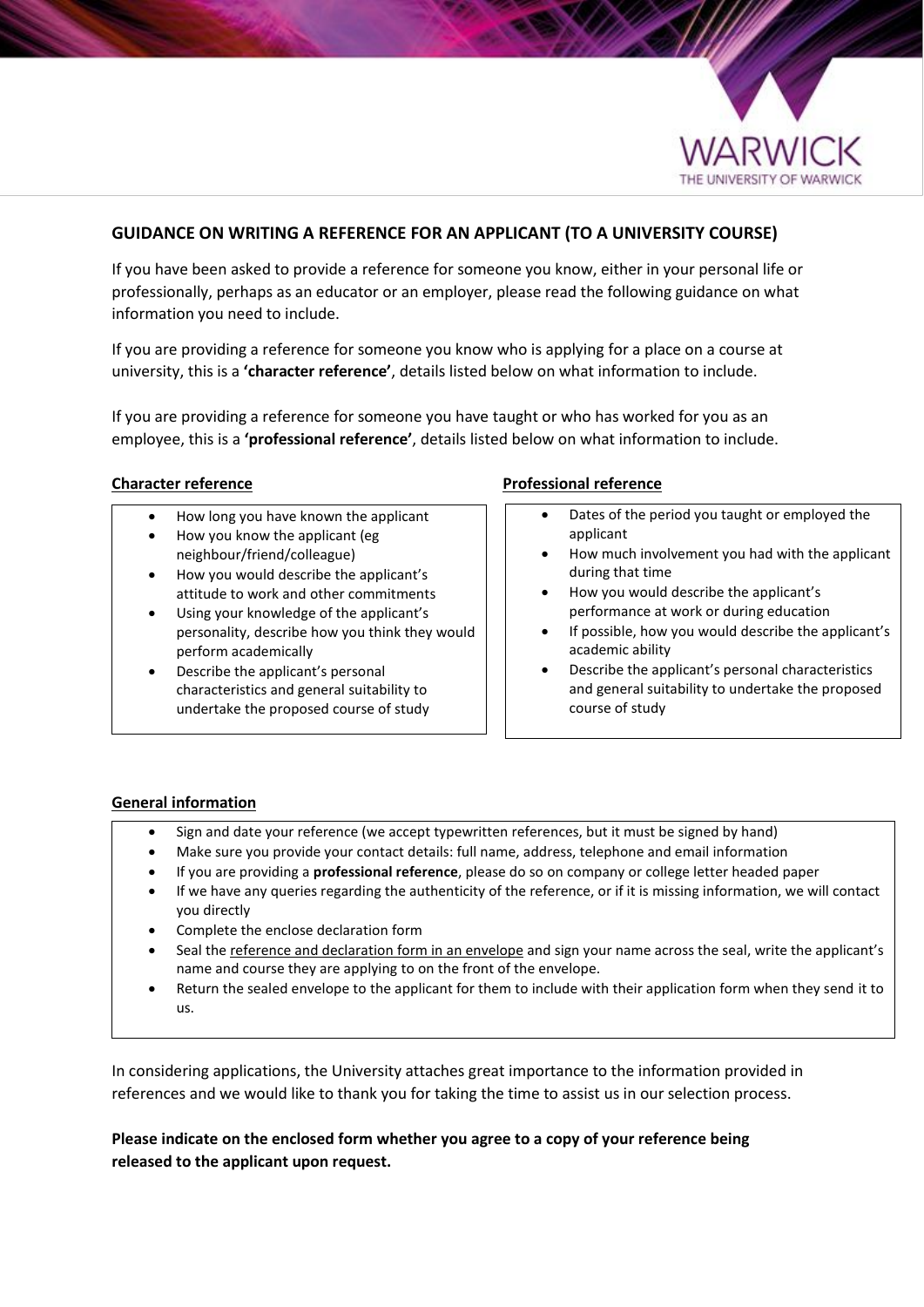## GUIDANCE ON WRITING A REFERENCE FOR AN APPLICANT (TO A UNIVERSITY COURSE)

If you have been asked to provide a reference for someone you know, either in your personal life or professionally, perhaps as an educator or an employer, please read the following guidance on what information you need to include.

If you are providing a reference for someone you know who is applying for a place on a course at university, this is a **'character reference'**, details listed below on what information to include.

If you are providing a reference for someone you have taught or who has worked for you as an employee, this is a **'professional reference'**, details listed below on what information to include.

### Character reference

- How long you have known the applicant
- How you know the applicant (eg neighbour/friend/colleague)
- How you would describe the applicant's attitude to work and other commitments
- Using your knowledge of the applicant's personality, describe how you think they would perform academically
- Describe the applicant's personal characteristics and general suitability to undertake the proposed course of study

### Professional reference

- Dates of the period you taught or employed the applicant
- How much involvement you had with the applicant during that time
- How you would describe the applicant's performance at work or during education
- If possible, how you would describe the applicant's academic ability
- Describe the applicant's personal characteristics and general suitability to undertake the proposed course of study

### General information

- Sign and date your reference (we accept typewritten references, but it must be signed by hand)
- Make sure you provide your contact details: full name, address, telephone and email information
- If you are providing a **professional reference**, please do so on company or college letter headed paper
- If we have any queries regarding the authenticity of the reference, or if it is missing information, we will contact you directly
- Complete the enclose declaration form
- Seal the reference and declaration form in an envelope and sign your name across the seal, write the applicant's name and course they are applying to on the front of the envelope.
- Return the sealed envelope to the applicant for them to include with their application form when they send it to us.

In considering applications, the University attaches great importance to the information provided in references and we would like to thank you for taking the time to assist us in our selection process.

**Please indicate on the enclosed form whether you agree to a copy of your reference being released to the applicant upon request.**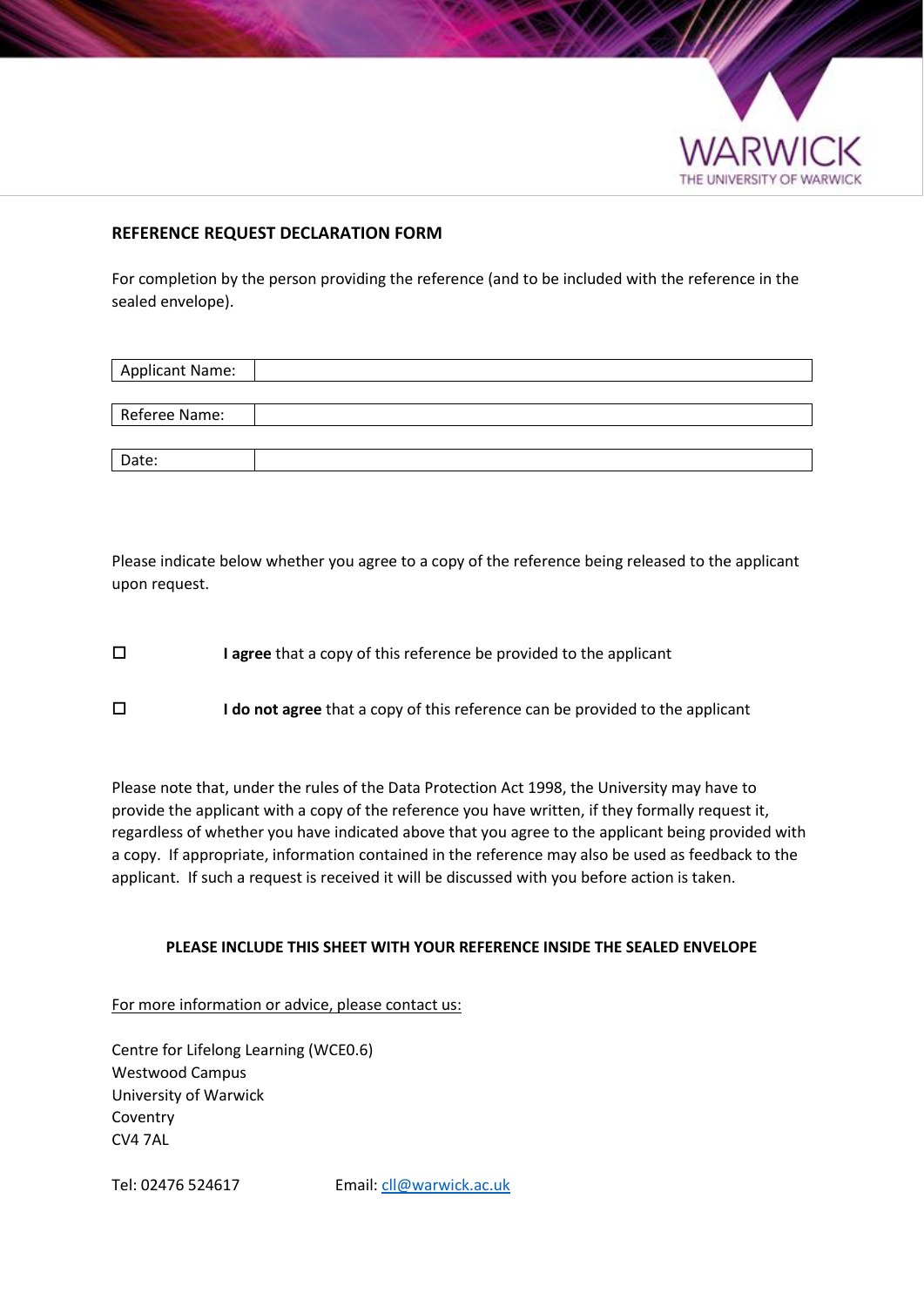## REFERENCE REQUEST DECLARATION FORM

For completion by the person providing the reference (and to be included with the reference in the sealed envelope).

| | |
|---|---|
| Applicant Name: | |

| | |
|---|---|
| Referee Name: | |

| | |
|---|---|
| Date: | |

Please indicate below whether you agree to a copy of the reference being released to the applicant upon request.

☐ **I agree** that a copy of this reference be provided to the applicant

☐ **I do not agree** that a copy of this reference can be provided to the applicant

Please note that, under the rules of the Data Protection Act 1998, the University may have to provide the applicant with a copy of the reference you have written, if they formally request it, regardless of whether you have indicated above that you agree to the applicant being provided with a copy. If appropriate, information contained in the reference may also be used as feedback to the applicant. If such a request is received it will be discussed with you before action is taken.

**PLEASE INCLUDE THIS SHEET WITH YOUR REFERENCE INSIDE THE SEALED ENVELOPE**

For more information or advice, please contact us:

Centre for Lifelong Learning (WCE0.6)
Westwood Campus
University of Warwick
Coventry
CV4 7AL

Tel: 02476 524617 Email: cll@warwick.ac.uk